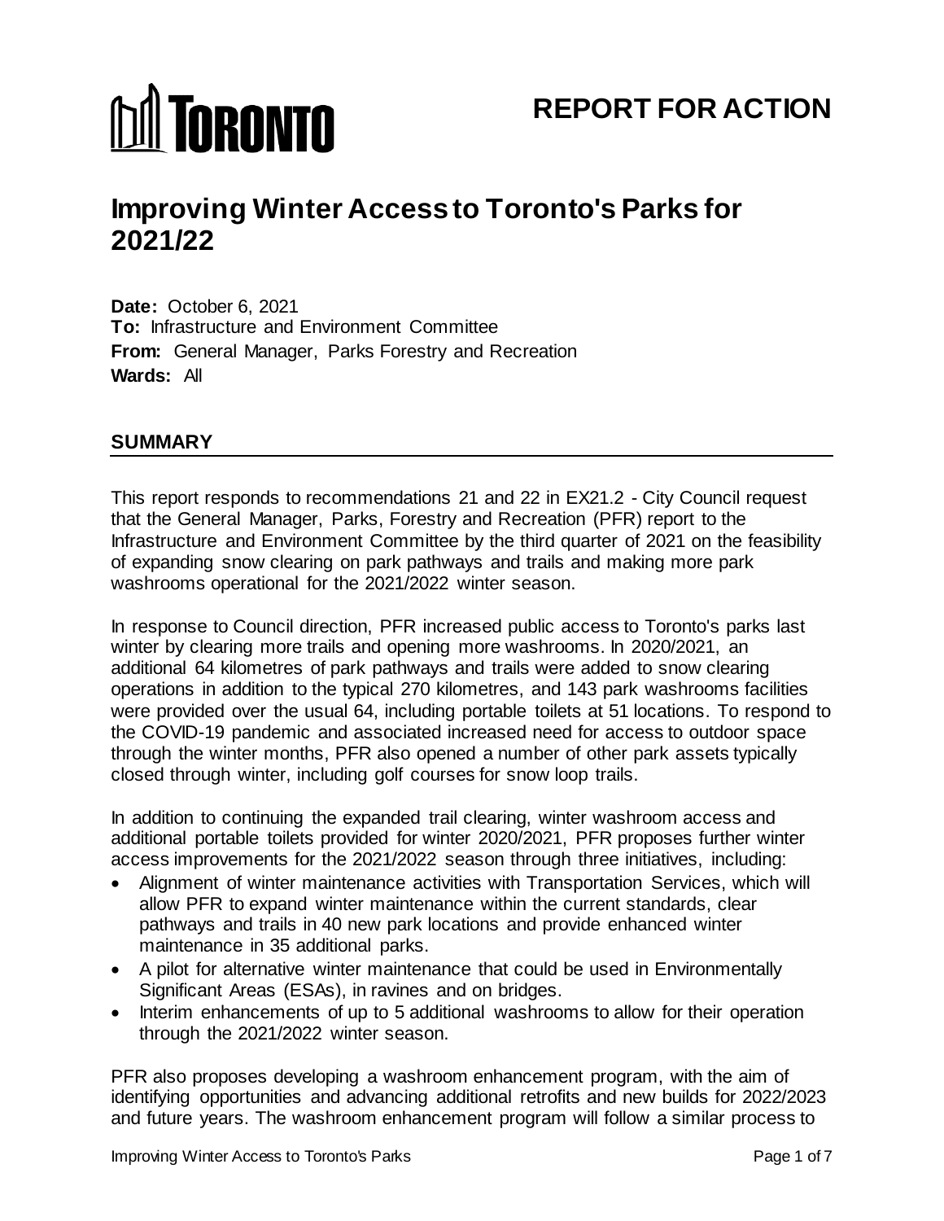# REPORT FOR ACTION

# Improving Winter Access to Toronto's Parks for 2021/22

**Date:** October 6, 2021
**To:** Infrastructure and Environment Committee
**From:** General Manager, Parks Forestry and Recreation
**Wards:** All

## SUMMARY

This report responds to recommendations 21 and 22 in EX21.2 - City Council request that the General Manager, Parks, Forestry and Recreation (PFR) report to the Infrastructure and Environment Committee by the third quarter of 2021 on the feasibility of expanding snow clearing on park pathways and trails and making more park washrooms operational for the 2021/2022 winter season.

In response to Council direction, PFR increased public access to Toronto's parks last winter by clearing more trails and opening more washrooms. In 2020/2021, an additional 64 kilometres of park pathways and trails were added to snow clearing operations in addition to the typical 270 kilometres, and 143 park washrooms facilities were provided over the usual 64, including portable toilets at 51 locations. To respond to the COVID-19 pandemic and associated increased need for access to outdoor space through the winter months, PFR also opened a number of other park assets typically closed through winter, including golf courses for snow loop trails.

In addition to continuing the expanded trail clearing, winter washroom access and additional portable toilets provided for winter 2020/2021, PFR proposes further winter access improvements for the 2021/2022 season through three initiatives, including:

- Alignment of winter maintenance activities with Transportation Services, which will allow PFR to expand winter maintenance within the current standards, clear pathways and trails in 40 new park locations and provide enhanced winter maintenance in 35 additional parks.
- A pilot for alternative winter maintenance that could be used in Environmentally Significant Areas (ESAs), in ravines and on bridges.
- Interim enhancements of up to 5 additional washrooms to allow for their operation through the 2021/2022 winter season.

PFR also proposes developing a washroom enhancement program, with the aim of identifying opportunities and advancing additional retrofits and new builds for 2022/2023 and future years. The washroom enhancement program will follow a similar process to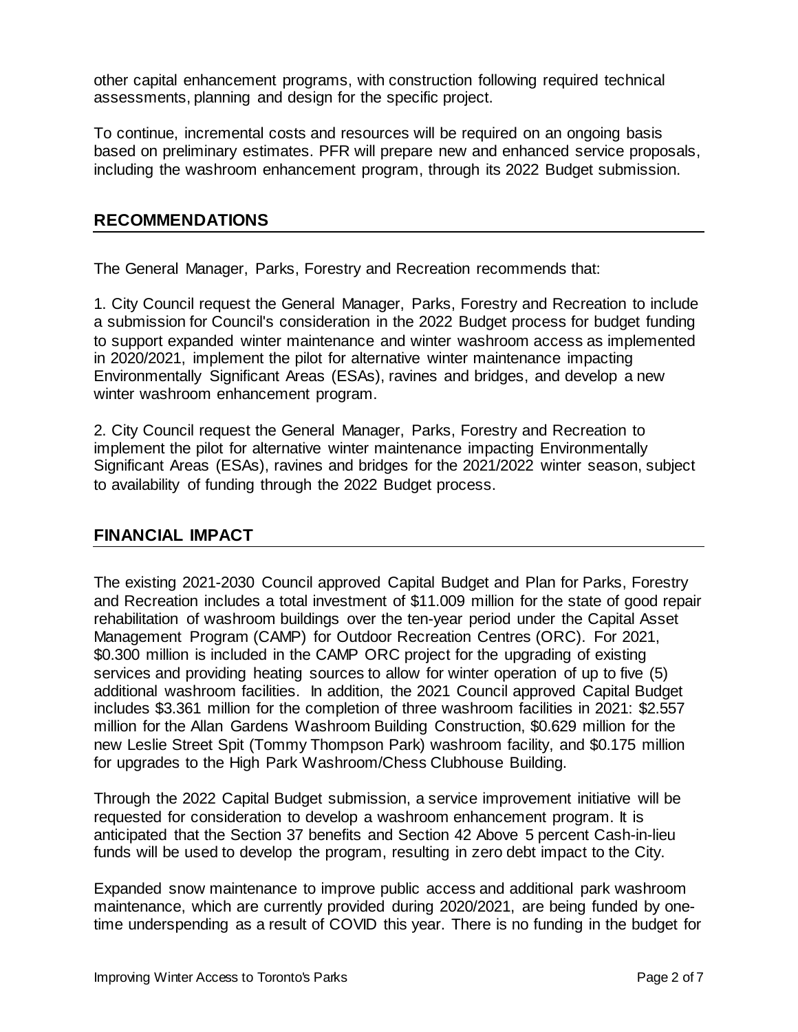other capital enhancement programs, with construction following required technical assessments, planning and design for the specific project.

To continue, incremental costs and resources will be required on an ongoing basis based on preliminary estimates. PFR will prepare new and enhanced service proposals, including the washroom enhancement program, through its 2022 Budget submission.

## RECOMMENDATIONS

The General Manager, Parks, Forestry and Recreation recommends that:

1. City Council request the General Manager, Parks, Forestry and Recreation to include a submission for Council's consideration in the 2022 Budget process for budget funding to support expanded winter maintenance and winter washroom access as implemented in 2020/2021, implement the pilot for alternative winter maintenance impacting Environmentally Significant Areas (ESAs), ravines and bridges, and develop a new winter washroom enhancement program.

2. City Council request the General Manager, Parks, Forestry and Recreation to implement the pilot for alternative winter maintenance impacting Environmentally Significant Areas (ESAs), ravines and bridges for the 2021/2022 winter season, subject to availability of funding through the 2022 Budget process.

## FINANCIAL IMPACT

The existing 2021-2030 Council approved Capital Budget and Plan for Parks, Forestry and Recreation includes a total investment of $11.009 million for the state of good repair rehabilitation of washroom buildings over the ten-year period under the Capital Asset Management Program (CAMP) for Outdoor Recreation Centres (ORC). For 2021, $0.300 million is included in the CAMP ORC project for the upgrading of existing services and providing heating sources to allow for winter operation of up to five (5) additional washroom facilities. In addition, the 2021 Council approved Capital Budget includes $3.361 million for the completion of three washroom facilities in 2021: $2.557 million for the Allan Gardens Washroom Building Construction, $0.629 million for the new Leslie Street Spit (Tommy Thompson Park) washroom facility, and $0.175 million for upgrades to the High Park Washroom/Chess Clubhouse Building.

Through the 2022 Capital Budget submission, a service improvement initiative will be requested for consideration to develop a washroom enhancement program. It is anticipated that the Section 37 benefits and Section 42 Above 5 percent Cash-in-lieu funds will be used to develop the program, resulting in zero debt impact to the City.

Expanded snow maintenance to improve public access and additional park washroom maintenance, which are currently provided during 2020/2021, are being funded by one-time underspending as a result of COVID this year. There is no funding in the budget for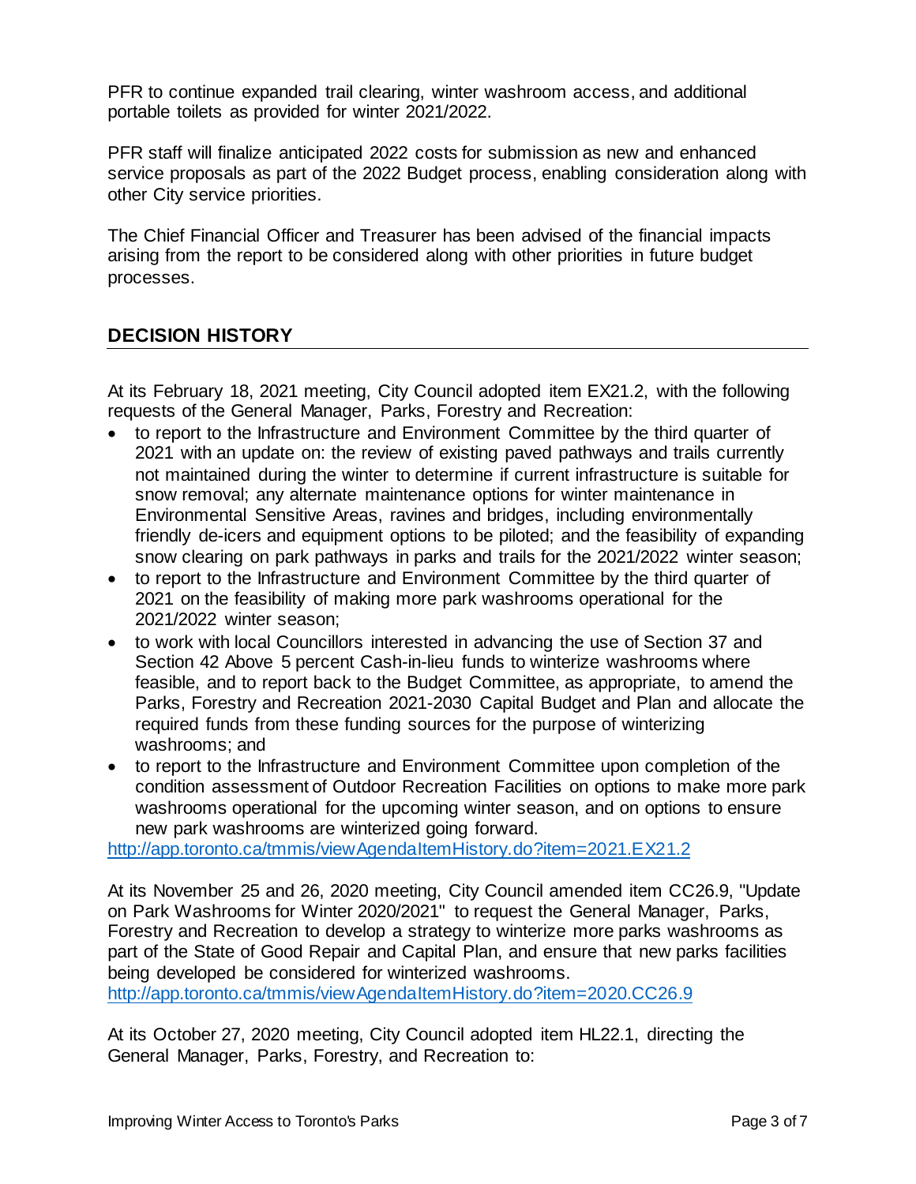PFR to continue expanded trail clearing, winter washroom access, and additional portable toilets as provided for winter 2021/2022.

PFR staff will finalize anticipated 2022 costs for submission as new and enhanced service proposals as part of the 2022 Budget process, enabling consideration along with other City service priorities.

The Chief Financial Officer and Treasurer has been advised of the financial impacts arising from the report to be considered along with other priorities in future budget processes.

## DECISION HISTORY

At its February 18, 2021 meeting, City Council adopted item EX21.2, with the following requests of the General Manager, Parks, Forestry and Recreation:

- to report to the Infrastructure and Environment Committee by the third quarter of 2021 with an update on: the review of existing paved pathways and trails currently not maintained during the winter to determine if current infrastructure is suitable for snow removal; any alternate maintenance options for winter maintenance in Environmental Sensitive Areas, ravines and bridges, including environmentally friendly de-icers and equipment options to be piloted; and the feasibility of expanding snow clearing on park pathways in parks and trails for the 2021/2022 winter season;
- to report to the Infrastructure and Environment Committee by the third quarter of 2021 on the feasibility of making more park washrooms operational for the 2021/2022 winter season;
- to work with local Councillors interested in advancing the use of Section 37 and Section 42 Above 5 percent Cash-in-lieu funds to winterize washrooms where feasible, and to report back to the Budget Committee, as appropriate, to amend the Parks, Forestry and Recreation 2021-2030 Capital Budget and Plan and allocate the required funds from these funding sources for the purpose of winterizing washrooms; and
- to report to the Infrastructure and Environment Committee upon completion of the condition assessment of Outdoor Recreation Facilities on options to make more park washrooms operational for the upcoming winter season, and on options to ensure new park washrooms are winterized going forward.

http://app.toronto.ca/tmmis/viewAgendaItemHistory.do?item=2021.EX21.2

At its November 25 and 26, 2020 meeting, City Council amended item CC26.9, "Update on Park Washrooms for Winter 2020/2021" to request the General Manager, Parks, Forestry and Recreation to develop a strategy to winterize more parks washrooms as part of the State of Good Repair and Capital Plan, and ensure that new parks facilities being developed be considered for winterized washrooms.
http://app.toronto.ca/tmmis/viewAgendaItemHistory.do?item=2020.CC26.9

At its October 27, 2020 meeting, City Council adopted item HL22.1, directing the General Manager, Parks, Forestry, and Recreation to: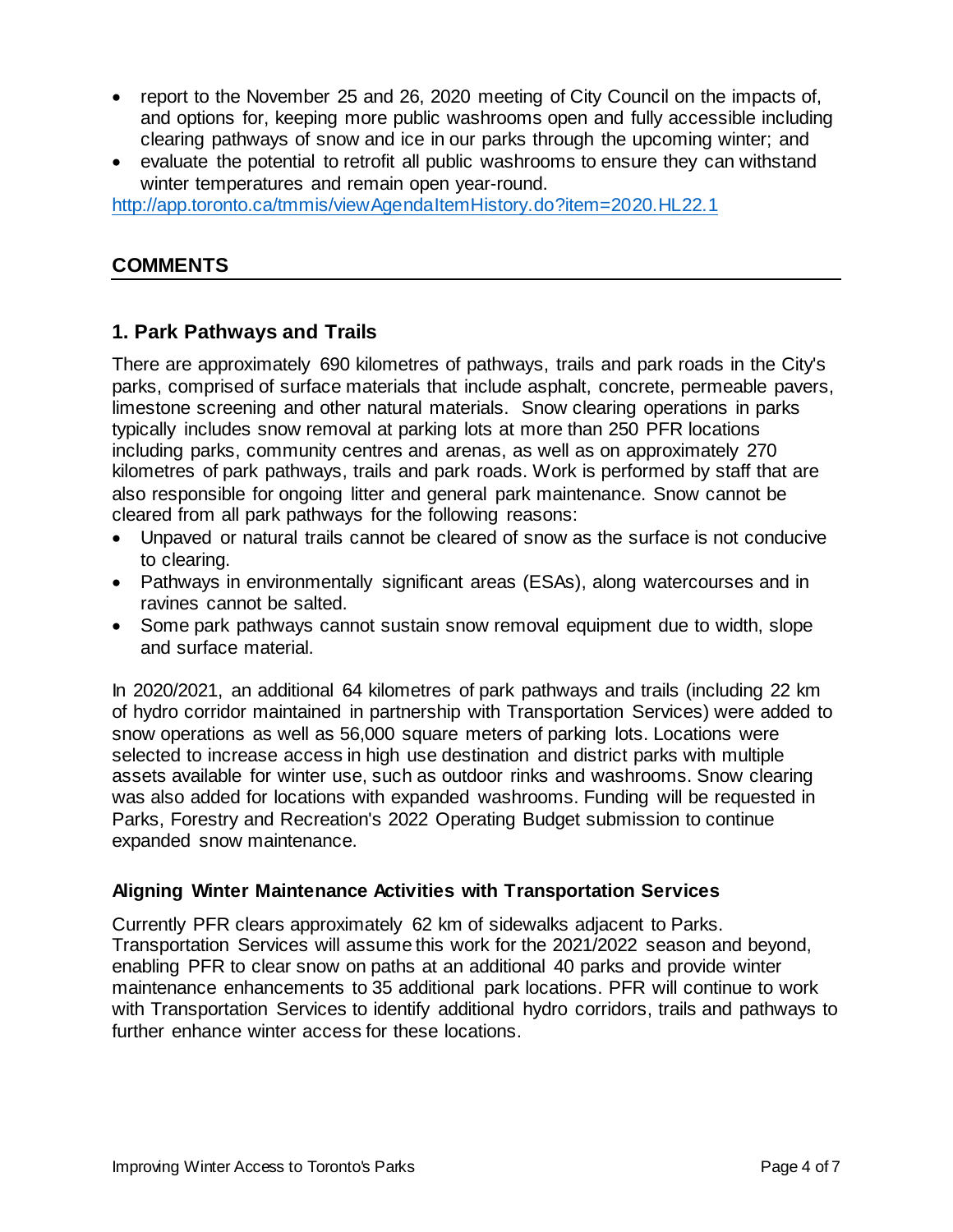- report to the November 25 and 26, 2020 meeting of City Council on the impacts of, and options for, keeping more public washrooms open and fully accessible including clearing pathways of snow and ice in our parks through the upcoming winter; and
- evaluate the potential to retrofit all public washrooms to ensure they can withstand winter temperatures and remain open year-round.

http://app.toronto.ca/tmmis/viewAgendaItemHistory.do?item=2020.HL22.1

## COMMENTS

### 1. Park Pathways and Trails

There are approximately 690 kilometres of pathways, trails and park roads in the City's parks, comprised of surface materials that include asphalt, concrete, permeable pavers, limestone screening and other natural materials. Snow clearing operations in parks typically includes snow removal at parking lots at more than 250 PFR locations including parks, community centres and arenas, as well as on approximately 270 kilometres of park pathways, trails and park roads. Work is performed by staff that are also responsible for ongoing litter and general park maintenance. Snow cannot be cleared from all park pathways for the following reasons:

- Unpaved or natural trails cannot be cleared of snow as the surface is not conducive to clearing.
- Pathways in environmentally significant areas (ESAs), along watercourses and in ravines cannot be salted.
- Some park pathways cannot sustain snow removal equipment due to width, slope and surface material.

In 2020/2021, an additional 64 kilometres of park pathways and trails (including 22 km of hydro corridor maintained in partnership with Transportation Services) were added to snow operations as well as 56,000 square meters of parking lots. Locations were selected to increase access in high use destination and district parks with multiple assets available for winter use, such as outdoor rinks and washrooms. Snow clearing was also added for locations with expanded washrooms. Funding will be requested in Parks, Forestry and Recreation's 2022 Operating Budget submission to continue expanded snow maintenance.

#### Aligning Winter Maintenance Activities with Transportation Services

Currently PFR clears approximately 62 km of sidewalks adjacent to Parks. Transportation Services will assume this work for the 2021/2022 season and beyond, enabling PFR to clear snow on paths at an additional 40 parks and provide winter maintenance enhancements to 35 additional park locations. PFR will continue to work with Transportation Services to identify additional hydro corridors, trails and pathways to further enhance winter access for these locations.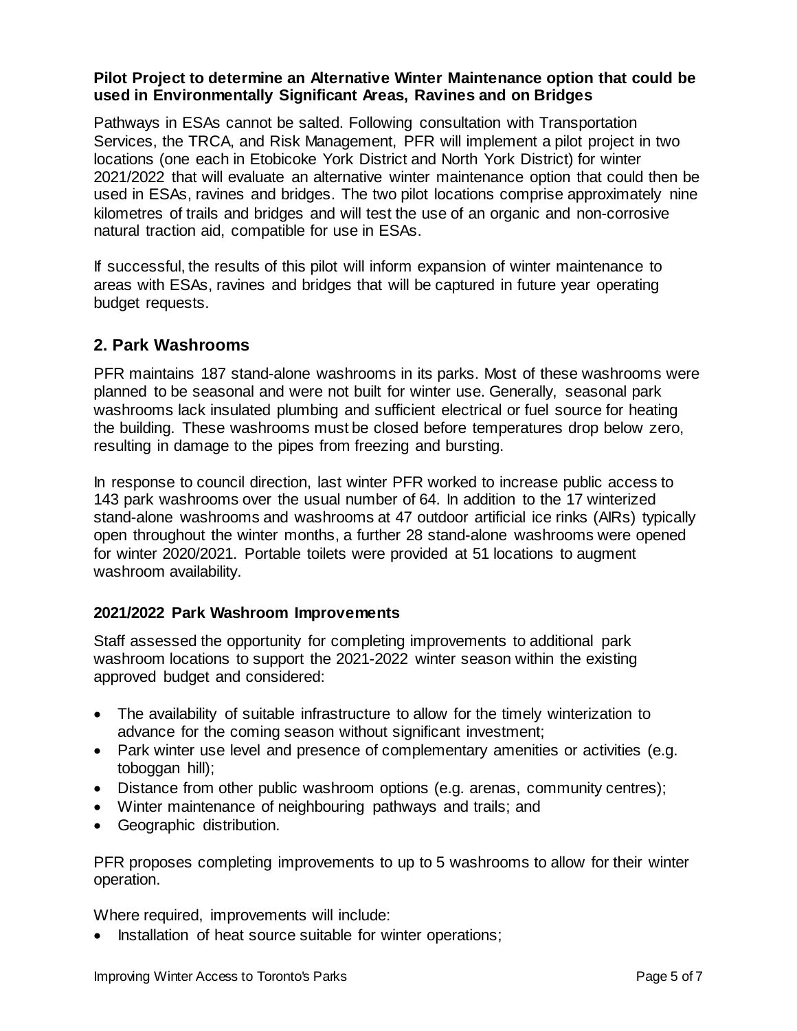**Pilot Project to determine an Alternative Winter Maintenance option that could be used in Environmentally Significant Areas, Ravines and on Bridges**

Pathways in ESAs cannot be salted. Following consultation with Transportation Services, the TRCA, and Risk Management, PFR will implement a pilot project in two locations (one each in Etobicoke York District and North York District) for winter 2021/2022 that will evaluate an alternative winter maintenance option that could then be used in ESAs, ravines and bridges. The two pilot locations comprise approximately nine kilometres of trails and bridges and will test the use of an organic and non-corrosive natural traction aid, compatible for use in ESAs.

If successful, the results of this pilot will inform expansion of winter maintenance to areas with ESAs, ravines and bridges that will be captured in future year operating budget requests.

## 2. Park Washrooms

PFR maintains 187 stand-alone washrooms in its parks. Most of these washrooms were planned to be seasonal and were not built for winter use. Generally, seasonal park washrooms lack insulated plumbing and sufficient electrical or fuel source for heating the building. These washrooms must be closed before temperatures drop below zero, resulting in damage to the pipes from freezing and bursting.

In response to council direction, last winter PFR worked to increase public access to 143 park washrooms over the usual number of 64. In addition to the 17 winterized stand-alone washrooms and washrooms at 47 outdoor artificial ice rinks (AIRs) typically open throughout the winter months, a further 28 stand-alone washrooms were opened for winter 2020/2021. Portable toilets were provided at 51 locations to augment washroom availability.

**2021/2022 Park Washroom Improvements**

Staff assessed the opportunity for completing improvements to additional park washroom locations to support the 2021-2022 winter season within the existing approved budget and considered:

- The availability of suitable infrastructure to allow for the timely winterization to advance for the coming season without significant investment;
- Park winter use level and presence of complementary amenities or activities (e.g. toboggan hill);
- Distance from other public washroom options (e.g. arenas, community centres);
- Winter maintenance of neighbouring pathways and trails; and
- Geographic distribution.

PFR proposes completing improvements to up to 5 washrooms to allow for their winter operation.

Where required, improvements will include:

- Installation of heat source suitable for winter operations;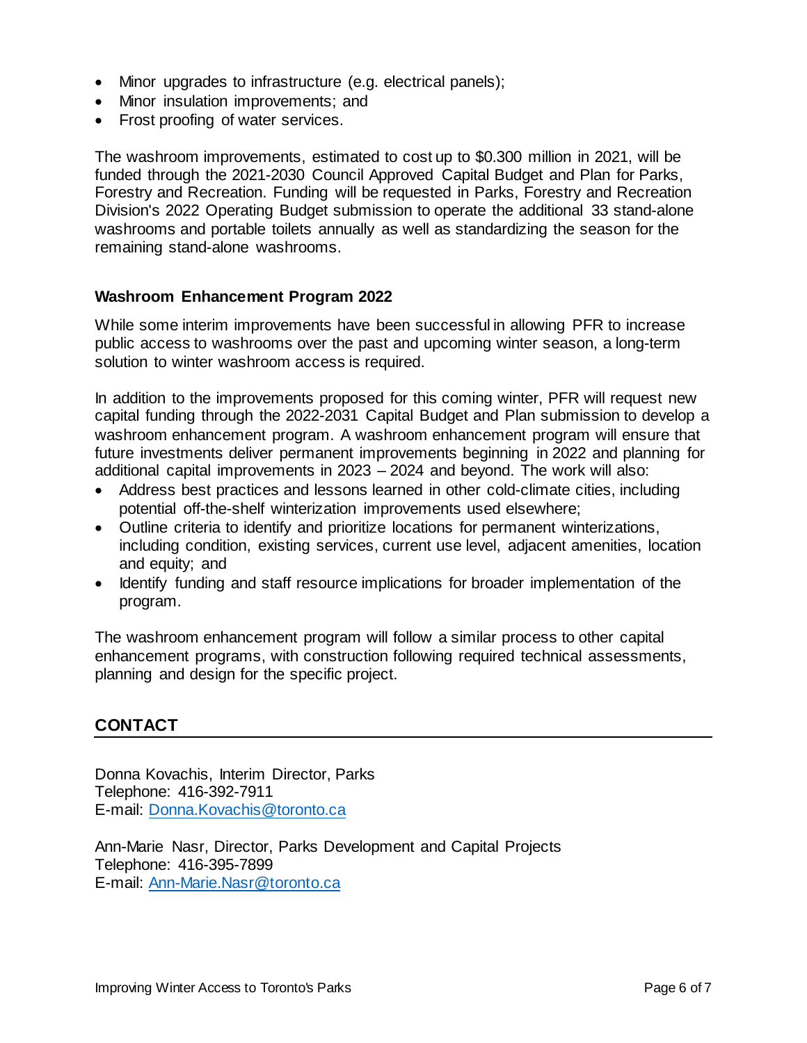- Minor upgrades to infrastructure (e.g. electrical panels);
- Minor insulation improvements; and
- Frost proofing of water services.

The washroom improvements, estimated to cost up to $0.300 million in 2021, will be funded through the 2021-2030 Council Approved Capital Budget and Plan for Parks, Forestry and Recreation. Funding will be requested in Parks, Forestry and Recreation Division's 2022 Operating Budget submission to operate the additional 33 stand-alone washrooms and portable toilets annually as well as standardizing the season for the remaining stand-alone washrooms.

**Washroom Enhancement Program 2022**

While some interim improvements have been successful in allowing PFR to increase public access to washrooms over the past and upcoming winter season, a long-term solution to winter washroom access is required.

In addition to the improvements proposed for this coming winter, PFR will request new capital funding through the 2022-2031 Capital Budget and Plan submission to develop a washroom enhancement program. A washroom enhancement program will ensure that future investments deliver permanent improvements beginning in 2022 and planning for additional capital improvements in 2023 – 2024 and beyond. The work will also:

- Address best practices and lessons learned in other cold-climate cities, including potential off-the-shelf winterization improvements used elsewhere;
- Outline criteria to identify and prioritize locations for permanent winterizations, including condition, existing services, current use level, adjacent amenities, location and equity; and
- Identify funding and staff resource implications for broader implementation of the program.

The washroom enhancement program will follow a similar process to other capital enhancement programs, with construction following required technical assessments, planning and design for the specific project.

## CONTACT

Donna Kovachis, Interim Director, Parks
Telephone: 416-392-7911
E-mail: Donna.Kovachis@toronto.ca

Ann-Marie Nasr, Director, Parks Development and Capital Projects
Telephone: 416-395-7899
E-mail: Ann-Marie.Nasr@toronto.ca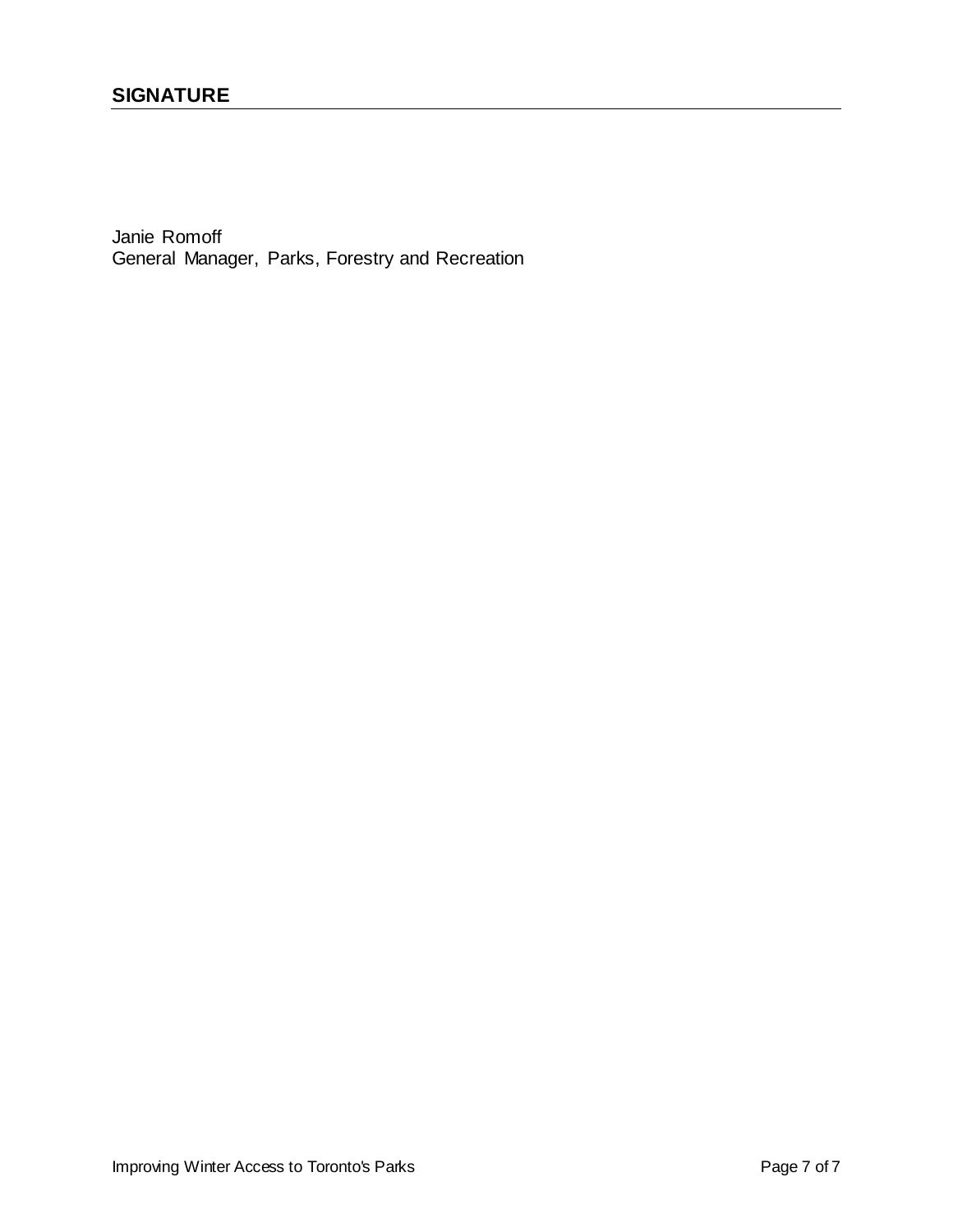## SIGNATURE

Janie Romoff
General Manager, Parks, Forestry and Recreation